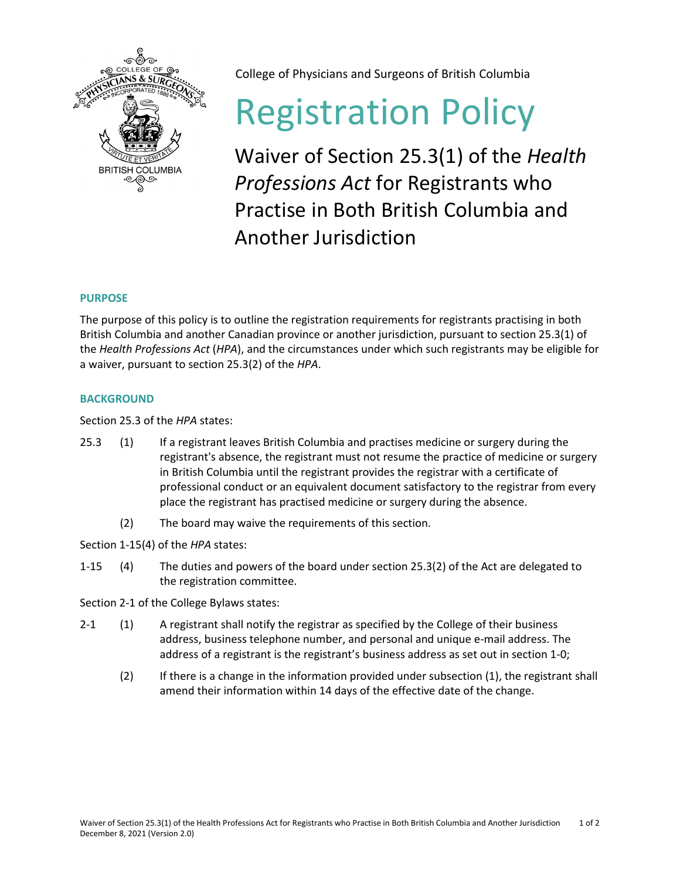College of Physicians and Surgeons of British Columbia

# Registration Policy

## Waiver of Section 25.3(1) of the *Health Professions Act* for Registrants who Practise in Both British Columbia and Another Jurisdiction

### PURPOSE

The purpose of this policy is to outline the registration requirements for registrants practising in both British Columbia and another Canadian province or another jurisdiction, pursuant to section 25.3(1) of the *Health Professions Act* (*HPA*), and the circumstances under which such registrants may be eligible for a waiver, pursuant to section 25.3(2) of the *HPA*.

### BACKGROUND

Section 25.3 of the *HPA* states:

25.3 (1) If a registrant leaves British Columbia and practises medicine or surgery during the registrant's absence, the registrant must not resume the practice of medicine or surgery in British Columbia until the registrant provides the registrar with a certificate of professional conduct or an equivalent document satisfactory to the registrar from every place the registrant has practised medicine or surgery during the absence.

(2) The board may waive the requirements of this section.

Section 1-15(4) of the *HPA* states:

1-15 (4) The duties and powers of the board under section 25.3(2) of the Act are delegated to the registration committee.

Section 2-1 of the College Bylaws states:

2-1 (1) A registrant shall notify the registrar as specified by the College of their business address, business telephone number, and personal and unique e-mail address. The address of a registrant is the registrant's business address as set out in section 1-0;

(2) If there is a change in the information provided under subsection (1), the registrant shall amend their information within 14 days of the effective date of the change.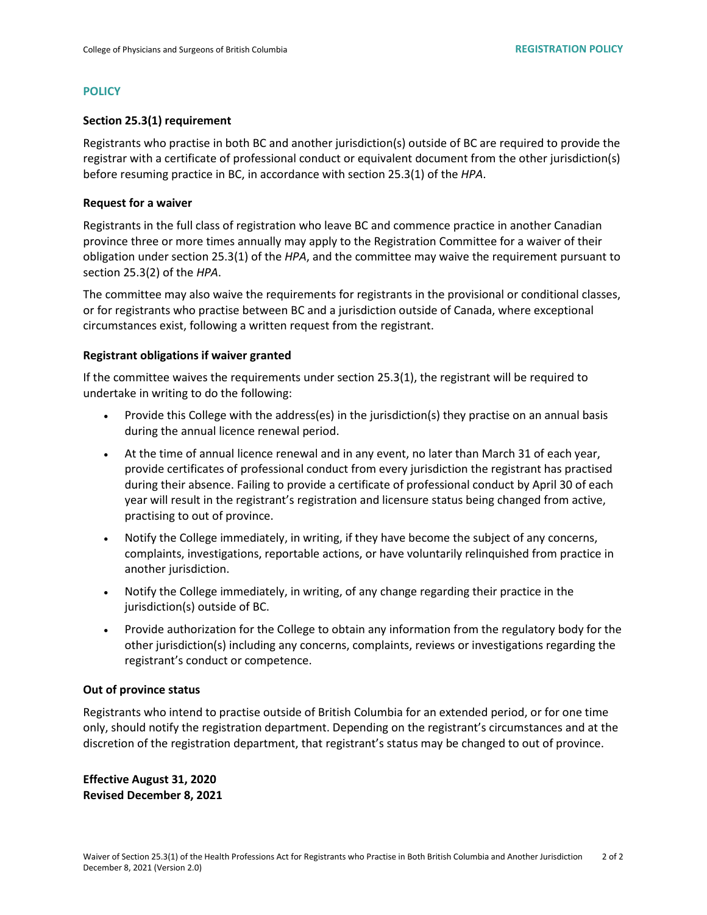## POLICY

### Section 25.3(1) requirement

Registrants who practise in both BC and another jurisdiction(s) outside of BC are required to provide the registrar with a certificate of professional conduct or equivalent document from the other jurisdiction(s) before resuming practice in BC, in accordance with section 25.3(1) of the *HPA*.

### Request for a waiver

Registrants in the full class of registration who leave BC and commence practice in another Canadian province three or more times annually may apply to the Registration Committee for a waiver of their obligation under section 25.3(1) of the *HPA*, and the committee may waive the requirement pursuant to section 25.3(2) of the *HPA*.

The committee may also waive the requirements for registrants in the provisional or conditional classes, or for registrants who practise between BC and a jurisdiction outside of Canada, where exceptional circumstances exist, following a written request from the registrant.

### Registrant obligations if waiver granted

If the committee waives the requirements under section 25.3(1), the registrant will be required to undertake in writing to do the following:

- Provide this College with the address(es) in the jurisdiction(s) they practise on an annual basis during the annual licence renewal period.
- At the time of annual licence renewal and in any event, no later than March 31 of each year, provide certificates of professional conduct from every jurisdiction the registrant has practised during their absence. Failing to provide a certificate of professional conduct by April 30 of each year will result in the registrant's registration and licensure status being changed from active, practising to out of province.
- Notify the College immediately, in writing, if they have become the subject of any concerns, complaints, investigations, reportable actions, or have voluntarily relinquished from practice in another jurisdiction.
- Notify the College immediately, in writing, of any change regarding their practice in the jurisdiction(s) outside of BC.
- Provide authorization for the College to obtain any information from the regulatory body for the other jurisdiction(s) including any concerns, complaints, reviews or investigations regarding the registrant's conduct or competence.

### Out of province status

Registrants who intend to practise outside of British Columbia for an extended period, or for one time only, should notify the registration department. Depending on the registrant's circumstances and at the discretion of the registration department, that registrant's status may be changed to out of province.

**Effective August 31, 2020**
**Revised December 8, 2021**